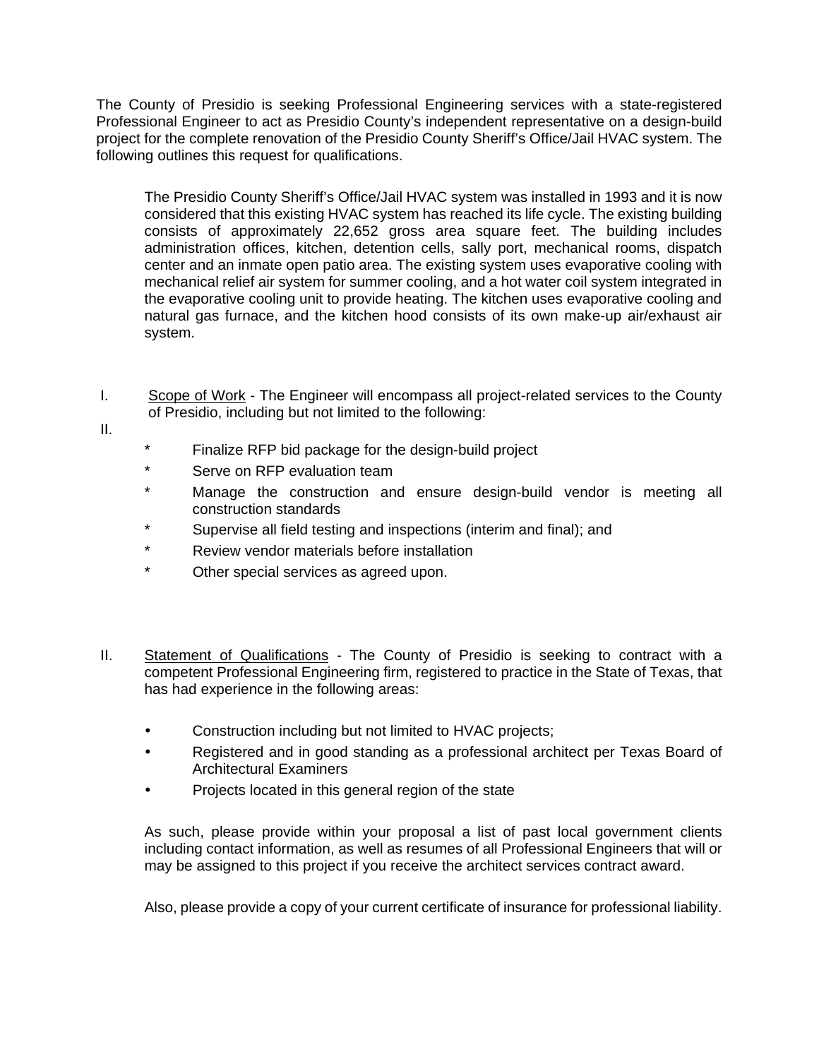The County of Presidio is seeking Professional Engineering services with a state-registered Professional Engineer to act as Presidio County's independent representative on a design-build project for the complete renovation of the Presidio County Sheriff's Office/Jail HVAC system. The following outlines this request for qualifications.

> The Presidio County Sheriff's Office/Jail HVAC system was installed in 1993 and it is now considered that this existing HVAC system has reached its life cycle. The existing building consists of approximately 22,652 gross area square feet. The building includes administration offices, kitchen, detention cells, sally port, mechanical rooms, dispatch center and an inmate open patio area. The existing system uses evaporative cooling with mechanical relief air system for summer cooling, and a hot water coil system integrated in the evaporative cooling unit to provide heating. The kitchen uses evaporative cooling and natural gas furnace, and the kitchen hood consists of its own make-up air/exhaust air system.

I. <u>Scope of Work</u> - The Engineer will encompass all project-related services to the County of Presidio, including but not limited to the following:

II.

- Finalize RFP bid package for the design-build project
- Serve on RFP evaluation team
- Manage the construction and ensure design-build vendor is meeting all construction standards
- Supervise all field testing and inspections (interim and final); and
- Review vendor materials before installation
- Other special services as agreed upon.

II. <u>Statement of Qualifications</u> - The County of Presidio is seeking to contract with a competent Professional Engineering firm, registered to practice in the State of Texas, that has had experience in the following areas:

- Construction including but not limited to HVAC projects;
- Registered and in good standing as a professional architect per Texas Board of Architectural Examiners
- Projects located in this general region of the state

As such, please provide within your proposal a list of past local government clients including contact information, as well as resumes of all Professional Engineers that will or may be assigned to this project if you receive the architect services contract award.

Also, please provide a copy of your current certificate of insurance for professional liability.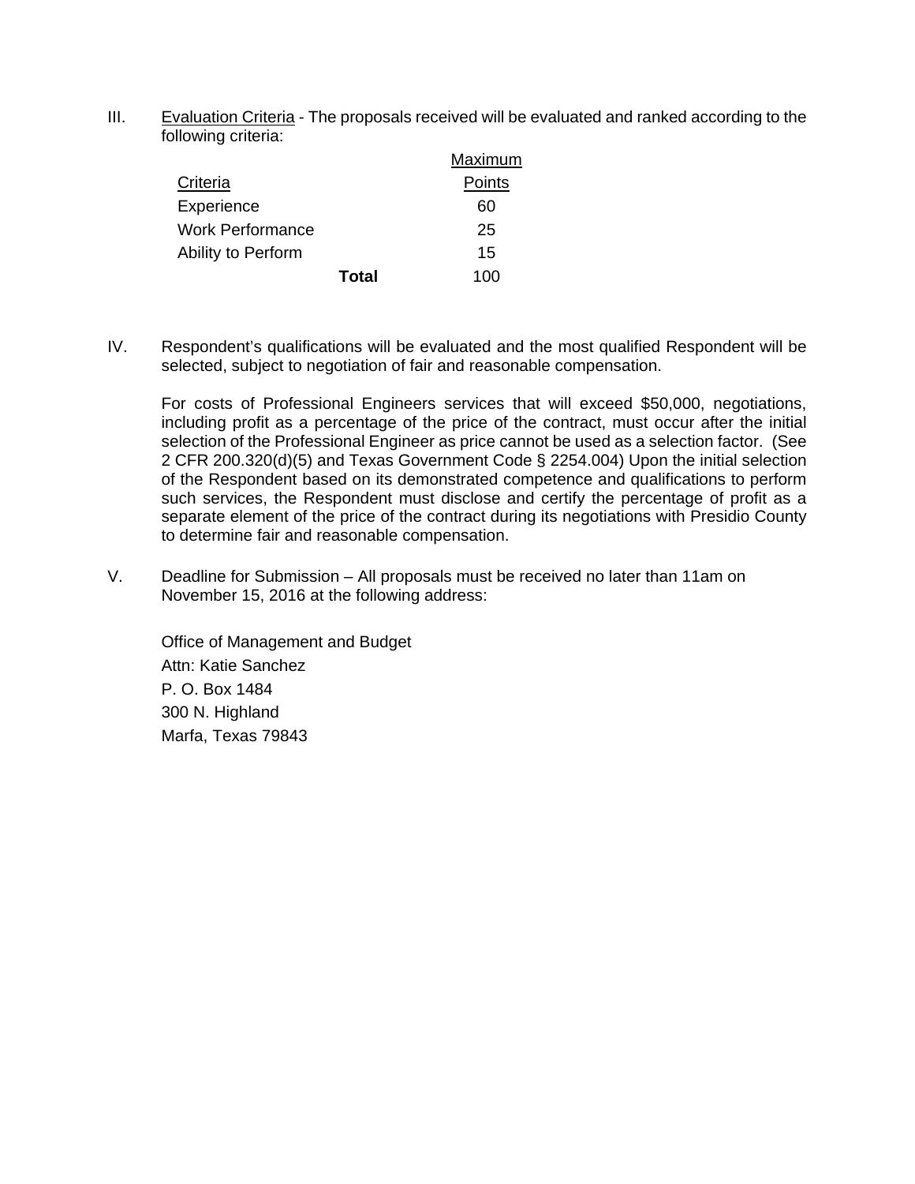III. Evaluation Criteria - The proposals received will be evaluated and ranked according to the following criteria:

| Criteria | Maximum Points |
|---|---|
| Experience | 60 |
| Work Performance | 25 |
| Ability to Perform | 15 |
| **Total** | 100 |

IV. Respondent's qualifications will be evaluated and the most qualified Respondent will be selected, subject to negotiation of fair and reasonable compensation.

For costs of Professional Engineers services that will exceed $50,000, negotiations, including profit as a percentage of the price of the contract, must occur after the initial selection of the Professional Engineer as price cannot be used as a selection factor. (See 2 CFR 200.320(d)(5) and Texas Government Code § 2254.004) Upon the initial selection of the Respondent based on its demonstrated competence and qualifications to perform such services, the Respondent must disclose and certify the percentage of profit as a separate element of the price of the contract during its negotiations with Presidio County to determine fair and reasonable compensation.

V. Deadline for Submission – All proposals must be received no later than 11am on November 15, 2016 at the following address:

Office of Management and Budget
Attn: Katie Sanchez
P. O. Box 1484
300 N. Highland
Marfa, Texas 79843